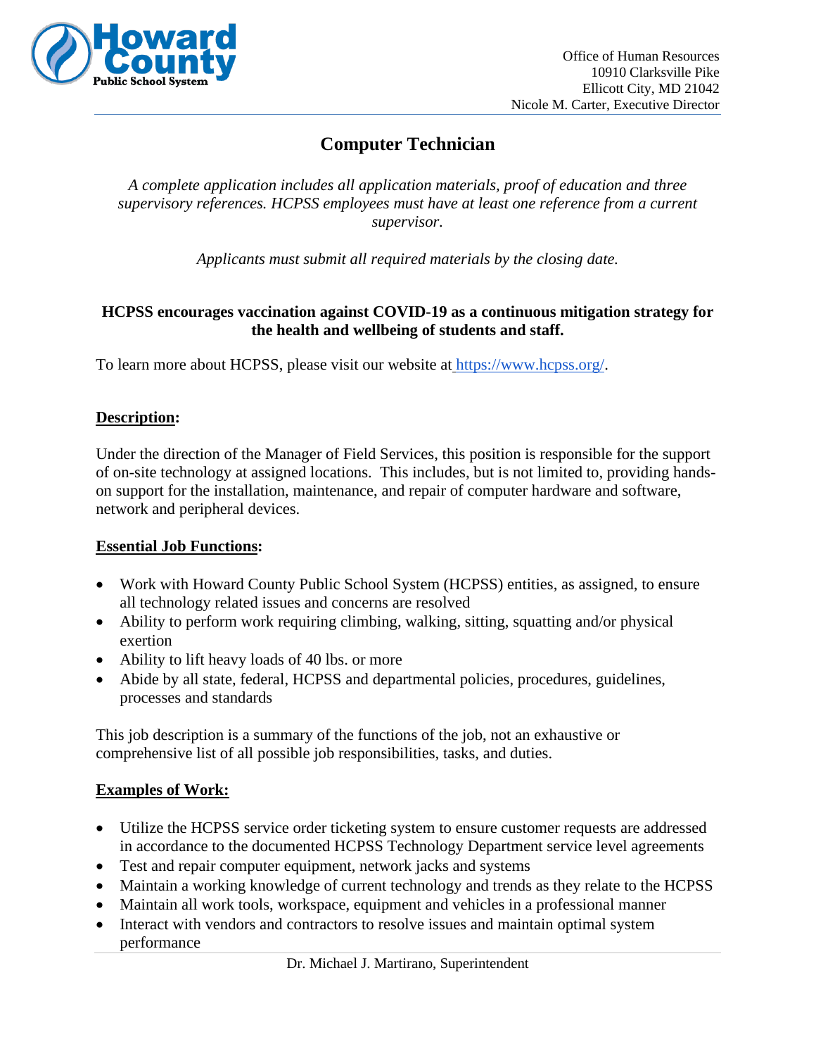Office of Human Resources
10910 Clarksville Pike
Ellicott City, MD 21042
Nicole M. Carter, Executive Director

# Computer Technician

*A complete application includes all application materials, proof of education and three supervisory references. HCPSS employees must have at least one reference from a current supervisor.*

*Applicants must submit all required materials by the closing date.*

**HCPSS encourages vaccination against COVID-19 as a continuous mitigation strategy for the health and wellbeing of students and staff.**

To learn more about HCPSS, please visit our website at [https://www.hcpss.org/](https://www.hcpss.org/).

## Description:

Under the direction of the Manager of Field Services, this position is responsible for the support of on-site technology at assigned locations. This includes, but is not limited to, providing hands-on support for the installation, maintenance, and repair of computer hardware and software, network and peripheral devices.

## Essential Job Functions:

- Work with Howard County Public School System (HCPSS) entities, as assigned, to ensure all technology related issues and concerns are resolved
- Ability to perform work requiring climbing, walking, sitting, squatting and/or physical exertion
- Ability to lift heavy loads of 40 lbs. or more
- Abide by all state, federal, HCPSS and departmental policies, procedures, guidelines, processes and standards

This job description is a summary of the functions of the job, not an exhaustive or comprehensive list of all possible job responsibilities, tasks, and duties.

## Examples of Work:

- Utilize the HCPSS service order ticketing system to ensure customer requests are addressed in accordance to the documented HCPSS Technology Department service level agreements
- Test and repair computer equipment, network jacks and systems
- Maintain a working knowledge of current technology and trends as they relate to the HCPSS
- Maintain all work tools, workspace, equipment and vehicles in a professional manner
- Interact with vendors and contractors to resolve issues and maintain optimal system performance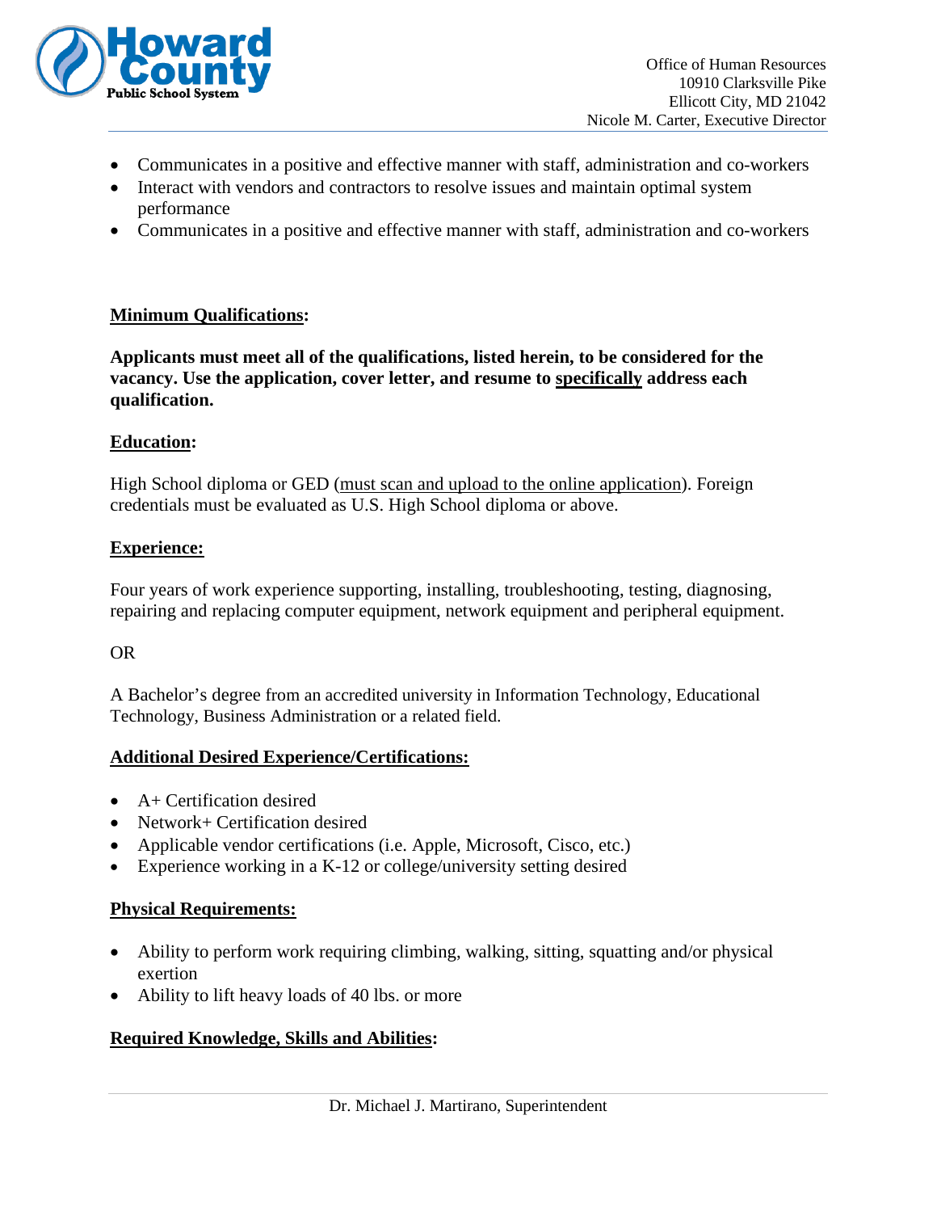- Communicates in a positive and effective manner with staff, administration and co-workers
- Interact with vendors and contractors to resolve issues and maintain optimal system performance
- Communicates in a positive and effective manner with staff, administration and co-workers

## Minimum Qualifications:

**Applicants must meet all of the qualifications, listed herein, to be considered for the vacancy. Use the application, cover letter, and resume to specifically address each qualification.**

### Education:

High School diploma or GED (must scan and upload to the online application). Foreign credentials must be evaluated as U.S. High School diploma or above.

### Experience:

Four years of work experience supporting, installing, troubleshooting, testing, diagnosing, repairing and replacing computer equipment, network equipment and peripheral equipment.

OR

A Bachelor's degree from an accredited university in Information Technology, Educational Technology, Business Administration or a related field.

### Additional Desired Experience/Certifications:

- A+ Certification desired
- Network+ Certification desired
- Applicable vendor certifications (i.e. Apple, Microsoft, Cisco, etc.)
- Experience working in a K-12 or college/university setting desired

### Physical Requirements:

- Ability to perform work requiring climbing, walking, sitting, squatting and/or physical exertion
- Ability to lift heavy loads of 40 lbs. or more

### Required Knowledge, Skills and Abilities: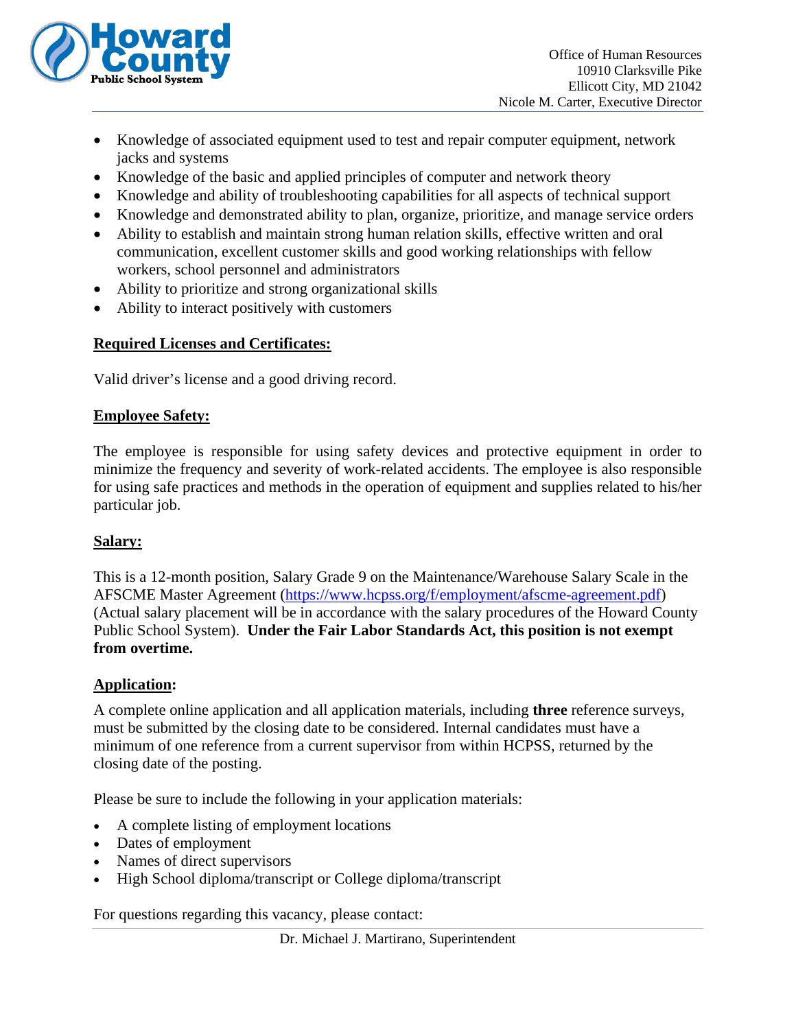- Knowledge of associated equipment used to test and repair computer equipment, network jacks and systems
- Knowledge of the basic and applied principles of computer and network theory
- Knowledge and ability of troubleshooting capabilities for all aspects of technical support
- Knowledge and demonstrated ability to plan, organize, prioritize, and manage service orders
- Ability to establish and maintain strong human relation skills, effective written and oral communication, excellent customer skills and good working relationships with fellow workers, school personnel and administrators
- Ability to prioritize and strong organizational skills
- Ability to interact positively with customers

**Required Licenses and Certificates:**

Valid driver's license and a good driving record.

**Employee Safety:**

The employee is responsible for using safety devices and protective equipment in order to minimize the frequency and severity of work-related accidents. The employee is also responsible for using safe practices and methods in the operation of equipment and supplies related to his/her particular job.

**Salary:**

This is a 12-month position, Salary Grade 9 on the Maintenance/Warehouse Salary Scale in the AFSCME Master Agreement (https://www.hcpss.org/f/employment/afscme-agreement.pdf) (Actual salary placement will be in accordance with the salary procedures of the Howard County Public School System). **Under the Fair Labor Standards Act, this position is not exempt from overtime.**

**Application:**

A complete online application and all application materials, including **three** reference surveys, must be submitted by the closing date to be considered. Internal candidates must have a minimum of one reference from a current supervisor from within HCPSS, returned by the closing date of the posting.

Please be sure to include the following in your application materials:

- A complete listing of employment locations
- Dates of employment
- Names of direct supervisors
- High School diploma/transcript or College diploma/transcript

For questions regarding this vacancy, please contact: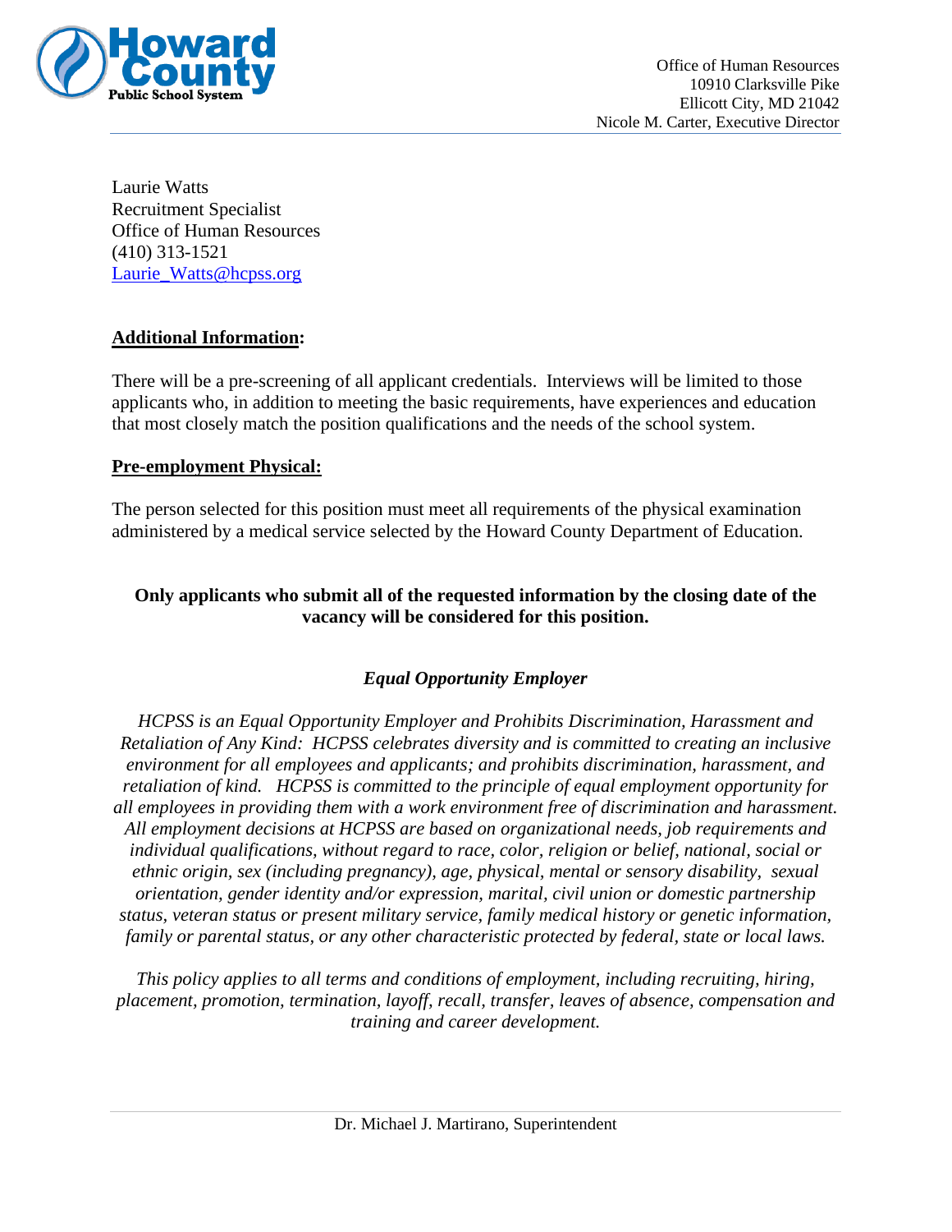Office of Human Resources
10910 Clarksville Pike
Ellicott City, MD 21042
Nicole M. Carter, Executive Director

Laurie Watts
Recruitment Specialist
Office of Human Resources
(410) 313-1521
Laurie_Watts@hcpss.org

## Additional Information:

There will be a pre-screening of all applicant credentials. Interviews will be limited to those applicants who, in addition to meeting the basic requirements, have experiences and education that most closely match the position qualifications and the needs of the school system.

## Pre-employment Physical:

The person selected for this position must meet all requirements of the physical examination administered by a medical service selected by the Howard County Department of Education.

**Only applicants who submit all of the requested information by the closing date of the vacancy will be considered for this position.**

***Equal Opportunity Employer***

*HCPSS is an Equal Opportunity Employer and Prohibits Discrimination, Harassment and Retaliation of Any Kind: HCPSS celebrates diversity and is committed to creating an inclusive environment for all employees and applicants; and prohibits discrimination, harassment, and retaliation of kind. HCPSS is committed to the principle of equal employment opportunity for all employees in providing them with a work environment free of discrimination and harassment. All employment decisions at HCPSS are based on organizational needs, job requirements and individual qualifications, without regard to race, color, religion or belief, national, social or ethnic origin, sex (including pregnancy), age, physical, mental or sensory disability, sexual orientation, gender identity and/or expression, marital, civil union or domestic partnership status, veteran status or present military service, family medical history or genetic information, family or parental status, or any other characteristic protected by federal, state or local laws.*

*This policy applies to all terms and conditions of employment, including recruiting, hiring, placement, promotion, termination, layoff, recall, transfer, leaves of absence, compensation and training and career development.*

Dr. Michael J. Martirano, Superintendent